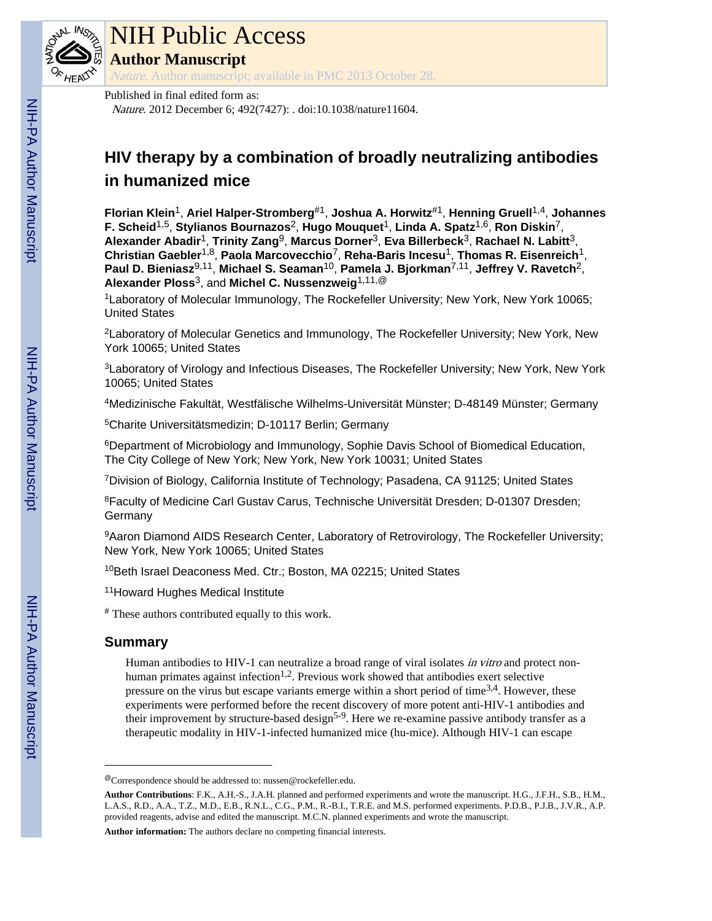# NIH Public Access

## Author Manuscript

*Nature*. Author manuscript; available in PMC 2013 October 28.

Published in final edited form as:

*Nature*. 2012 December 6; 492(7427): . doi:10.1038/nature11604.

# HIV therapy by a combination of broadly neutralizing antibodies in humanized mice

**Florian Klein**[1], **Ariel Halper-Stromberg**[#1], **Joshua A. Horwitz**[#1], **Henning Gruell**[1,4], **Johannes F. Scheid**[1,5], **Stylianos Bournazos**[2], **Hugo Mouquet**[1], **Linda A. Spatz**[1,6], **Ron Diskin**[7], **Alexander Abadir**[1], **Trinity Zang**[9], **Marcus Dorner**[3], **Eva Billerbeck**[3], **Rachael N. Labitt**[3], **Christian Gaebler**[1,8], **Paola Marcovecchio**[7], **Reha-Baris Incesu**[1], **Thomas R. Eisenreich**[1], **Paul D. Bieniasz**[9,11], **Michael S. Seaman**[10], **Pamela J. Bjorkman**[7,11], **Jeffrey V. Ravetch**[2], **Alexander Ploss**[3], and **Michel C. Nussenzweig**[1,11,@]

[1]Laboratory of Molecular Immunology, The Rockefeller University; New York, New York 10065; United States

[2]Laboratory of Molecular Genetics and Immunology, The Rockefeller University; New York, New York 10065; United States

[3]Laboratory of Virology and Infectious Diseases, The Rockefeller University; New York, New York 10065; United States

[4]Medizinische Fakultät, Westfälische Wilhelms-Universität Münster; D-48149 Münster; Germany

[5]Charite Universitätsmedizin; D-10117 Berlin; Germany

[6]Department of Microbiology and Immunology, Sophie Davis School of Biomedical Education, The City College of New York; New York, New York 10031; United States

[7]Division of Biology, California Institute of Technology; Pasadena, CA 91125; United States

[8]Faculty of Medicine Carl Gustav Carus, Technische Universität Dresden; D-01307 Dresden; Germany

[9]Aaron Diamond AIDS Research Center, Laboratory of Retrovirology, The Rockefeller University; New York, New York 10065; United States

[10]Beth Israel Deaconess Med. Ctr.; Boston, MA 02215; United States

[11]Howard Hughes Medical Institute

[#] These authors contributed equally to this work.

## Summary

Human antibodies to HIV-1 can neutralize a broad range of viral isolates *in vitro* and protect non-human primates against infection[1,2]. Previous work showed that antibodies exert selective pressure on the virus but escape variants emerge within a short period of time[3,4]. However, these experiments were performed before the recent discovery of more potent anti-HIV-1 antibodies and their improvement by structure-based design[5-9]. Here we re-examine passive antibody transfer as a therapeutic modality in HIV-1-infected humanized mice (hu-mice). Although HIV-1 can escape

---

[@]Correspondence should be addressed to: nussen@rockefeller.edu.

**Author Contributions**: F.K., A.H.-S., J.A.H. planned and performed experiments and wrote the manuscript. H.G., J.F.H., S.B., H.M., L.A.S., R.D., A.A., T.Z., M.D., E.B., R.N.L., C.G., P.M., R.-B.I., T.R.E. and M.S. performed experiments. P.D.B., P.J.B., J.V.R., A.P. provided reagents, advise and edited the manuscript. M.C.N. planned experiments and wrote the manuscript.

**Author information:** The authors declare no competing financial interests.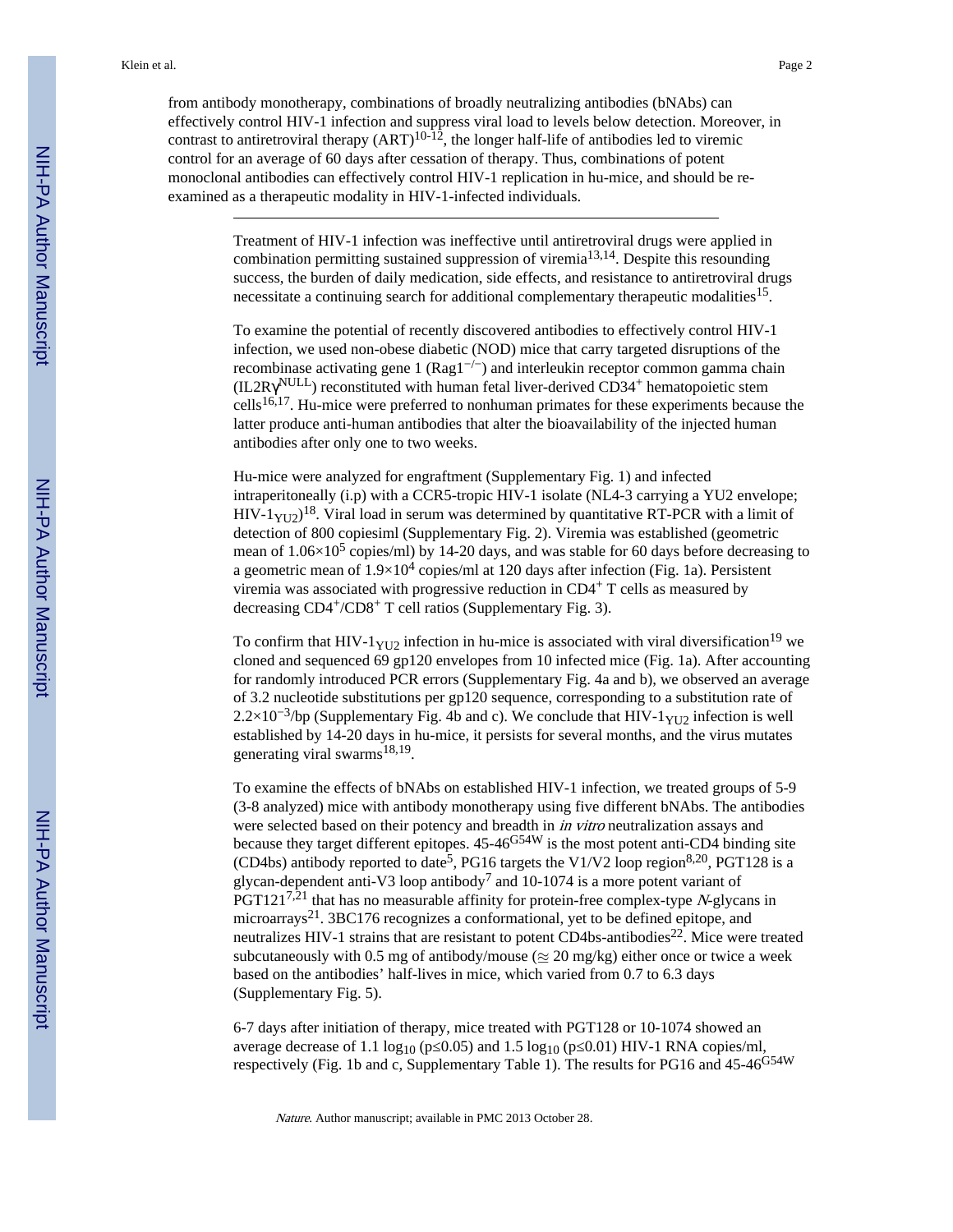from antibody monotherapy, combinations of broadly neutralizing antibodies (bNAbs) can effectively control HIV-1 infection and suppress viral load to levels below detection. Moreover, in contrast to antiretroviral therapy (ART)[10-12], the longer half-life of antibodies led to viremic control for an average of 60 days after cessation of therapy. Thus, combinations of potent monoclonal antibodies can effectively control HIV-1 replication in hu-mice, and should be re-examined as a therapeutic modality in HIV-1-infected individuals.

---

Treatment of HIV-1 infection was ineffective until antiretroviral drugs were applied in combination permitting sustained suppression of viremia[13,14]. Despite this resounding success, the burden of daily medication, side effects, and resistance to antiretroviral drugs necessitate a continuing search for additional complementary therapeutic modalities[15].

To examine the potential of recently discovered antibodies to effectively control HIV-1 infection, we used non-obese diabetic (NOD) mice that carry targeted disruptions of the recombinase activating gene 1 ($Rag1^{-/-}$) and interleukin receptor common gamma chain ($IL2R\gamma^{NULL}$) reconstituted with human fetal liver-derived $CD34^+$ hematopoietic stem cells[16,17]. Hu-mice were preferred to nonhuman primates for these experiments because the latter produce anti-human antibodies that alter the bioavailability of the injected human antibodies after only one to two weeks.

Hu-mice were analyzed for engraftment (Supplementary Fig. 1) and infected intraperitoneally (i.p) with a CCR5-tropic HIV-1 isolate (NL4-3 carrying a YU2 envelope; HIV-$1_{YU2}$)[18]. Viral load in serum was determined by quantitative RT-PCR with a limit of detection of 800 copiesiml (Supplementary Fig. 2). Viremia was established (geometric mean of $1.06\times10^5$ copies/ml) by 14-20 days, and was stable for 60 days before decreasing to a geometric mean of $1.9\times10^4$ copies/ml at 120 days after infection (Fig. 1a). Persistent viremia was associated with progressive reduction in $CD4^+$ T cells as measured by decreasing $CD4^+$/$CD8^+$ T cell ratios (Supplementary Fig. 3).

To confirm that HIV-$1_{YU2}$ infection in hu-mice is associated with viral diversification[19] we cloned and sequenced 69 gp120 envelopes from 10 infected mice (Fig. 1a). After accounting for randomly introduced PCR errors (Supplementary Fig. 4a and b), we observed an average of 3.2 nucleotide substitutions per gp120 sequence, corresponding to a substitution rate of $2.2\times10^{-3}$/bp (Supplementary Fig. 4b and c). We conclude that HIV-$1_{YU2}$ infection is well established by 14-20 days in hu-mice, it persists for several months, and the virus mutates generating viral swarms[18,19].

To examine the effects of bNAbs on established HIV-1 infection, we treated groups of 5-9 (3-8 analyzed) mice with antibody monotherapy using five different bNAbs. The antibodies were selected based on their potency and breadth in *in vitro* neutralization assays and because they target different epitopes. 45-46$^{G54W}$ is the most potent anti-CD4 binding site (CD4bs) antibody reported to date[5], PG16 targets the V1/V2 loop region[8,20], PGT128 is a glycan-dependent anti-V3 loop antibody[7] and 10-1074 is a more potent variant of PGT121[7,21] that has no measurable affinity for protein-free complex-type *N*-glycans in microarrays[21]. 3BC176 recognizes a conformational, yet to be defined epitope, and neutralizes HIV-1 strains that are resistant to potent CD4bs-antibodies[22]. Mice were treated subcutaneously with 0.5 mg of antibody/mouse ($\approx$ 20 mg/kg) either once or twice a week based on the antibodies' half-lives in mice, which varied from 0.7 to 6.3 days (Supplementary Fig. 5).

6-7 days after initiation of therapy, mice treated with PGT128 or 10-1074 showed an average decrease of 1.1 $\log_{10}$ ($p\leq0.05$) and 1.5 $\log_{10}$ ($p\leq0.01$) HIV-1 RNA copies/ml, respectively (Fig. 1b and c, Supplementary Table 1). The results for PG16 and 45-46$^{G54W}$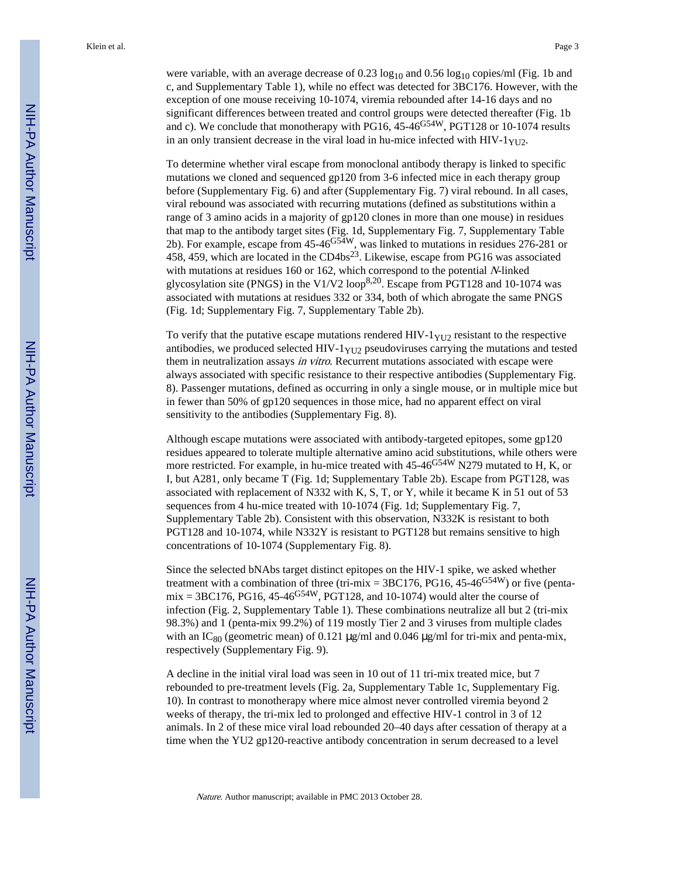were variable, with an average decrease of 0.23 $\log_{10}$ and 0.56 $\log_{10}$ copies/ml (Fig. 1b and c, and Supplementary Table 1), while no effect was detected for 3BC176. However, with the exception of one mouse receiving 10-1074, viremia rebounded after 14-16 days and no significant differences between treated and control groups were detected thereafter (Fig. 1b and c). We conclude that monotherapy with PG16, 45-46$^{G54W}$, PGT128 or 10-1074 results in an only transient decrease in the viral load in hu-mice infected with HIV-1$_{YU2}$.

To determine whether viral escape from monoclonal antibody therapy is linked to specific mutations we cloned and sequenced gp120 from 3-6 infected mice in each therapy group before (Supplementary Fig. 6) and after (Supplementary Fig. 7) viral rebound. In all cases, viral rebound was associated with recurring mutations (defined as substitutions within a range of 3 amino acids in a majority of gp120 clones in more than one mouse) in residues that map to the antibody target sites (Fig. 1d, Supplementary Fig. 7, Supplementary Table 2b). For example, escape from 45-46$^{G54W}$, was linked to mutations in residues 276-281 or 458, 459, which are located in the CD4bs[23]. Likewise, escape from PG16 was associated with mutations at residues 160 or 162, which correspond to the potential *N*-linked glycosylation site (PNGS) in the V1/V2 loop[8,20]. Escape from PGT128 and 10-1074 was associated with mutations at residues 332 or 334, both of which abrogate the same PNGS (Fig. 1d; Supplementary Fig. 7, Supplementary Table 2b).

To verify that the putative escape mutations rendered HIV-1$_{YU2}$ resistant to the respective antibodies, we produced selected HIV-1$_{YU2}$ pseudoviruses carrying the mutations and tested them in neutralization assays *in vitro*. Recurrent mutations associated with escape were always associated with specific resistance to their respective antibodies (Supplementary Fig. 8). Passenger mutations, defined as occurring in only a single mouse, or in multiple mice but in fewer than 50% of gp120 sequences in those mice, had no apparent effect on viral sensitivity to the antibodies (Supplementary Fig. 8).

Although escape mutations were associated with antibody-targeted epitopes, some gp120 residues appeared to tolerate multiple alternative amino acid substitutions, while others were more restricted. For example, in hu-mice treated with 45-46$^{G54W}$ N279 mutated to H, K, or I, but A281, only became T (Fig. 1d; Supplementary Table 2b). Escape from PGT128, was associated with replacement of N332 with K, S, T, or Y, while it became K in 51 out of 53 sequences from 4 hu-mice treated with 10-1074 (Fig. 1d; Supplementary Fig. 7, Supplementary Table 2b). Consistent with this observation, N332K is resistant to both PGT128 and 10-1074, while N332Y is resistant to PGT128 but remains sensitive to high concentrations of 10-1074 (Supplementary Fig. 8).

Since the selected bNAbs target distinct epitopes on the HIV-1 spike, we asked whether treatment with a combination of three (tri-mix = 3BC176, PG16, 45-46$^{G54W}$) or five (penta-mix = 3BC176, PG16, 45-46$^{G54W}$, PGT128, and 10-1074) would alter the course of infection (Fig. 2, Supplementary Table 1). These combinations neutralize all but 2 (tri-mix 98.3%) and 1 (penta-mix 99.2%) of 119 mostly Tier 2 and 3 viruses from multiple clades with an $IC_{80}$ (geometric mean) of 0.121 μg/ml and 0.046 μg/ml for tri-mix and penta-mix, respectively (Supplementary Fig. 9).

A decline in the initial viral load was seen in 10 out of 11 tri-mix treated mice, but 7 rebounded to pre-treatment levels (Fig. 2a, Supplementary Table 1c, Supplementary Fig. 10). In contrast to monotherapy where mice almost never controlled viremia beyond 2 weeks of therapy, the tri-mix led to prolonged and effective HIV-1 control in 3 of 12 animals. In 2 of these mice viral load rebounded 20–40 days after cessation of therapy at a time when the YU2 gp120-reactive antibody concentration in serum decreased to a level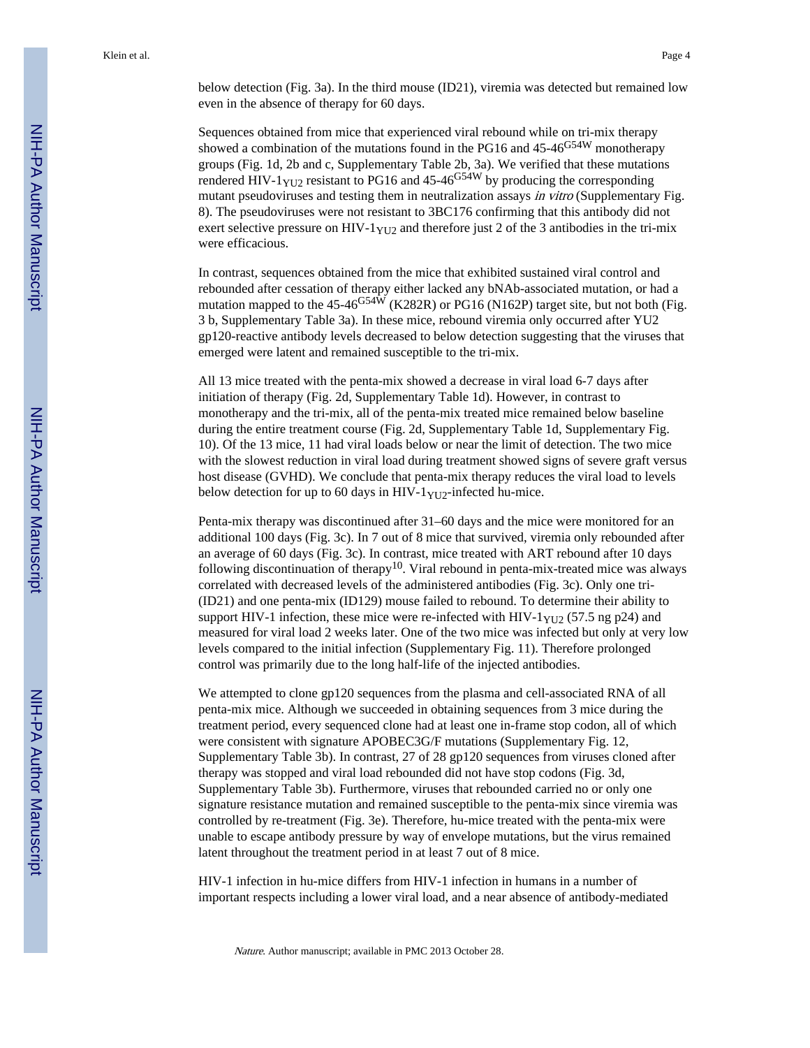below detection (Fig. 3a). In the third mouse (ID21), viremia was detected but remained low even in the absence of therapy for 60 days.

Sequences obtained from mice that experienced viral rebound while on tri-mix therapy showed a combination of the mutations found in the PG16 and 45-46$^{G54W}$ monotherapy groups (Fig. 1d, 2b and c, Supplementary Table 2b, 3a). We verified that these mutations rendered HIV-1$_{YU2}$ resistant to PG16 and 45-46$^{G54W}$ by producing the corresponding mutant pseudoviruses and testing them in neutralization assays *in vitro* (Supplementary Fig. 8). The pseudoviruses were not resistant to 3BC176 confirming that this antibody did not exert selective pressure on HIV-1$_{YU2}$ and therefore just 2 of the 3 antibodies in the tri-mix were efficacious.

In contrast, sequences obtained from the mice that exhibited sustained viral control and rebounded after cessation of therapy either lacked any bNAb-associated mutation, or had a mutation mapped to the 45-46$^{G54W}$ (K282R) or PG16 (N162P) target site, but not both (Fig. 3 b, Supplementary Table 3a). In these mice, rebound viremia only occurred after YU2 gp120-reactive antibody levels decreased to below detection suggesting that the viruses that emerged were latent and remained susceptible to the tri-mix.

All 13 mice treated with the penta-mix showed a decrease in viral load 6-7 days after initiation of therapy (Fig. 2d, Supplementary Table 1d). However, in contrast to monotherapy and the tri-mix, all of the penta-mix treated mice remained below baseline during the entire treatment course (Fig. 2d, Supplementary Table 1d, Supplementary Fig. 10). Of the 13 mice, 11 had viral loads below or near the limit of detection. The two mice with the slowest reduction in viral load during treatment showed signs of severe graft versus host disease (GVHD). We conclude that penta-mix therapy reduces the viral load to levels below detection for up to 60 days in HIV-1$_{YU2}$-infected hu-mice.

Penta-mix therapy was discontinued after 31–60 days and the mice were monitored for an additional 100 days (Fig. 3c). In 7 out of 8 mice that survived, viremia only rebounded after an average of 60 days (Fig. 3c). In contrast, mice treated with ART rebound after 10 days following discontinuation of therapy[10]. Viral rebound in penta-mix-treated mice was always correlated with decreased levels of the administered antibodies (Fig. 3c). Only one tri-(ID21) and one penta-mix (ID129) mouse failed to rebound. To determine their ability to support HIV-1 infection, these mice were re-infected with HIV-1$_{YU2}$ (57.5 ng p24) and measured for viral load 2 weeks later. One of the two mice was infected but only at very low levels compared to the initial infection (Supplementary Fig. 11). Therefore prolonged control was primarily due to the long half-life of the injected antibodies.

We attempted to clone gp120 sequences from the plasma and cell-associated RNA of all penta-mix mice. Although we succeeded in obtaining sequences from 3 mice during the treatment period, every sequenced clone had at least one in-frame stop codon, all of which were consistent with signature APOBEC3G/F mutations (Supplementary Fig. 12, Supplementary Table 3b). In contrast, 27 of 28 gp120 sequences from viruses cloned after therapy was stopped and viral load rebounded did not have stop codons (Fig. 3d, Supplementary Table 3b). Furthermore, viruses that rebounded carried no or only one signature resistance mutation and remained susceptible to the penta-mix since viremia was controlled by re-treatment (Fig. 3e). Therefore, hu-mice treated with the penta-mix were unable to escape antibody pressure by way of envelope mutations, but the virus remained latent throughout the treatment period in at least 7 out of 8 mice.

HIV-1 infection in hu-mice differs from HIV-1 infection in humans in a number of important respects including a lower viral load, and a near absence of antibody-mediated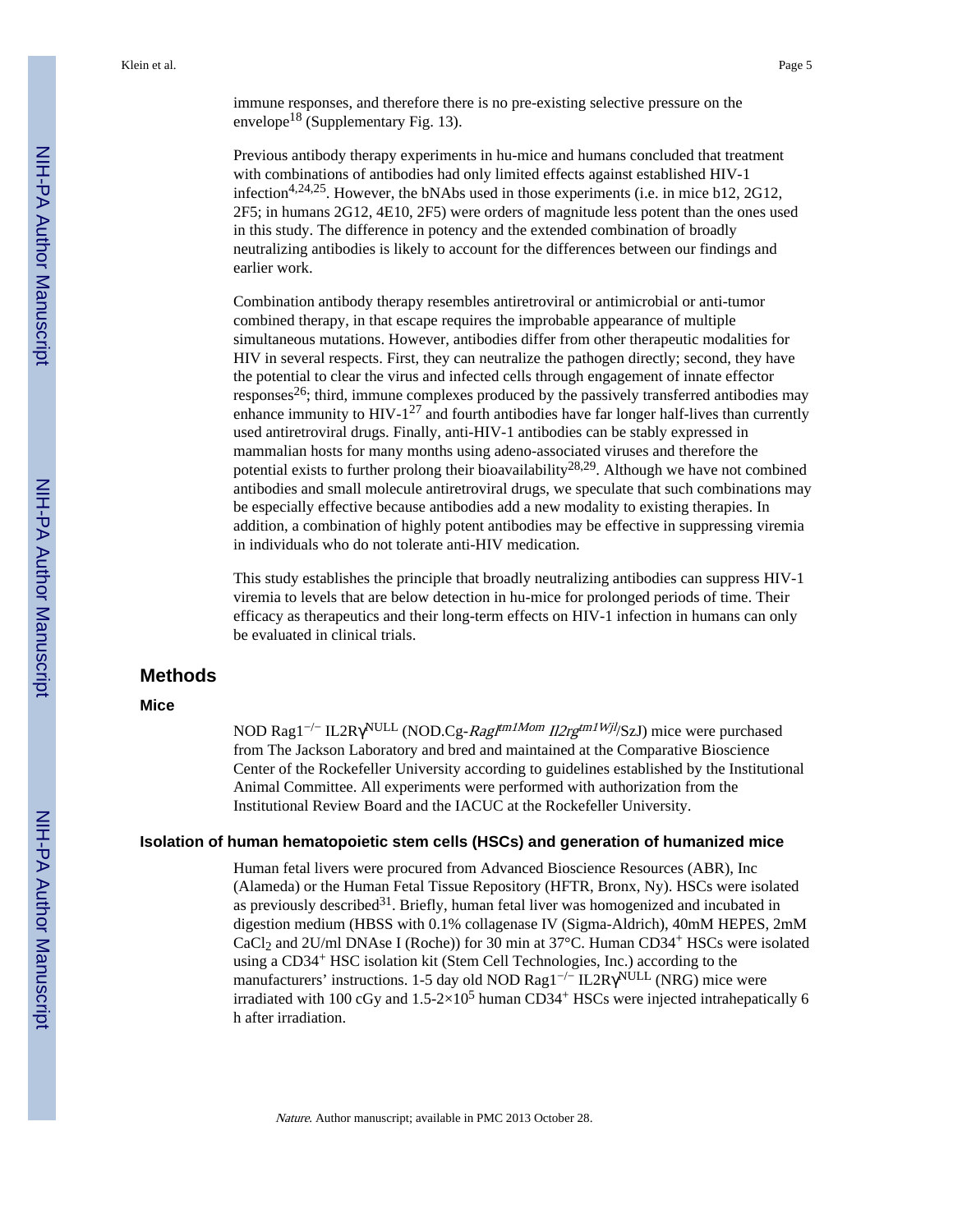immune responses, and therefore there is no pre-existing selective pressure on the envelope[18] (Supplementary Fig. 13).

Previous antibody therapy experiments in hu-mice and humans concluded that treatment with combinations of antibodies had only limited effects against established HIV-1 infection[4,24,25]. However, the bNAbs used in those experiments (i.e. in mice b12, 2G12, 2F5; in humans 2G12, 4E10, 2F5) were orders of magnitude less potent than the ones used in this study. The difference in potency and the extended combination of broadly neutralizing antibodies is likely to account for the differences between our findings and earlier work.

Combination antibody therapy resembles antiretroviral or antimicrobial or anti-tumor combined therapy, in that escape requires the improbable appearance of multiple simultaneous mutations. However, antibodies differ from other therapeutic modalities for HIV in several respects. First, they can neutralize the pathogen directly; second, they have the potential to clear the virus and infected cells through engagement of innate effector responses[26]; third, immune complexes produced by the passively transferred antibodies may enhance immunity to HIV-1[27] and fourth antibodies have far longer half-lives than currently used antiretroviral drugs. Finally, anti-HIV-1 antibodies can be stably expressed in mammalian hosts for many months using adeno-associated viruses and therefore the potential exists to further prolong their bioavailability[28,29]. Although we have not combined antibodies and small molecule antiretroviral drugs, we speculate that such combinations may be especially effective because antibodies add a new modality to existing therapies. In addition, a combination of highly potent antibodies may be effective in suppressing viremia in individuals who do not tolerate anti-HIV medication.

This study establishes the principle that broadly neutralizing antibodies can suppress HIV-1 viremia to levels that are below detection in hu-mice for prolonged periods of time. Their efficacy as therapeutics and their long-term effects on HIV-1 infection in humans can only be evaluated in clinical trials.

## Methods

### Mice

NOD $Rag1^{-/-}$ $IL2R\gamma^{NULL}$ (NOD.Cg-*Rag1*$^{tm1Mom}$ *Il2rg*$^{tm1Wjl}$/SzJ) mice were purchased from The Jackson Laboratory and bred and maintained at the Comparative Bioscience Center of the Rockefeller University according to guidelines established by the Institutional Animal Committee. All experiments were performed with authorization from the Institutional Review Board and the IACUC at the Rockefeller University.

### Isolation of human hematopoietic stem cells (HSCs) and generation of humanized mice

Human fetal livers were procured from Advanced Bioscience Resources (ABR), Inc (Alameda) or the Human Fetal Tissue Repository (HFTR, Bronx, Ny). HSCs were isolated as previously described[31]. Briefly, human fetal liver was homogenized and incubated in digestion medium (HBSS with 0.1% collagenase IV (Sigma-Aldrich), 40mM HEPES, 2mM $CaCl_2$ and 2U/ml DNAse I (Roche)) for 30 min at 37°C. Human $CD34^+$ HSCs were isolated using a $CD34^+$ HSC isolation kit (Stem Cell Technologies, Inc.) according to the manufacturers' instructions. 1-5 day old NOD $Rag1^{-/-}$ $IL2R\gamma^{NULL}$ (NRG) mice were irradiated with 100 cGy and 1.5-$2\times10^5$ human $CD34^+$ HSCs were injected intrahepatically 6 h after irradiation.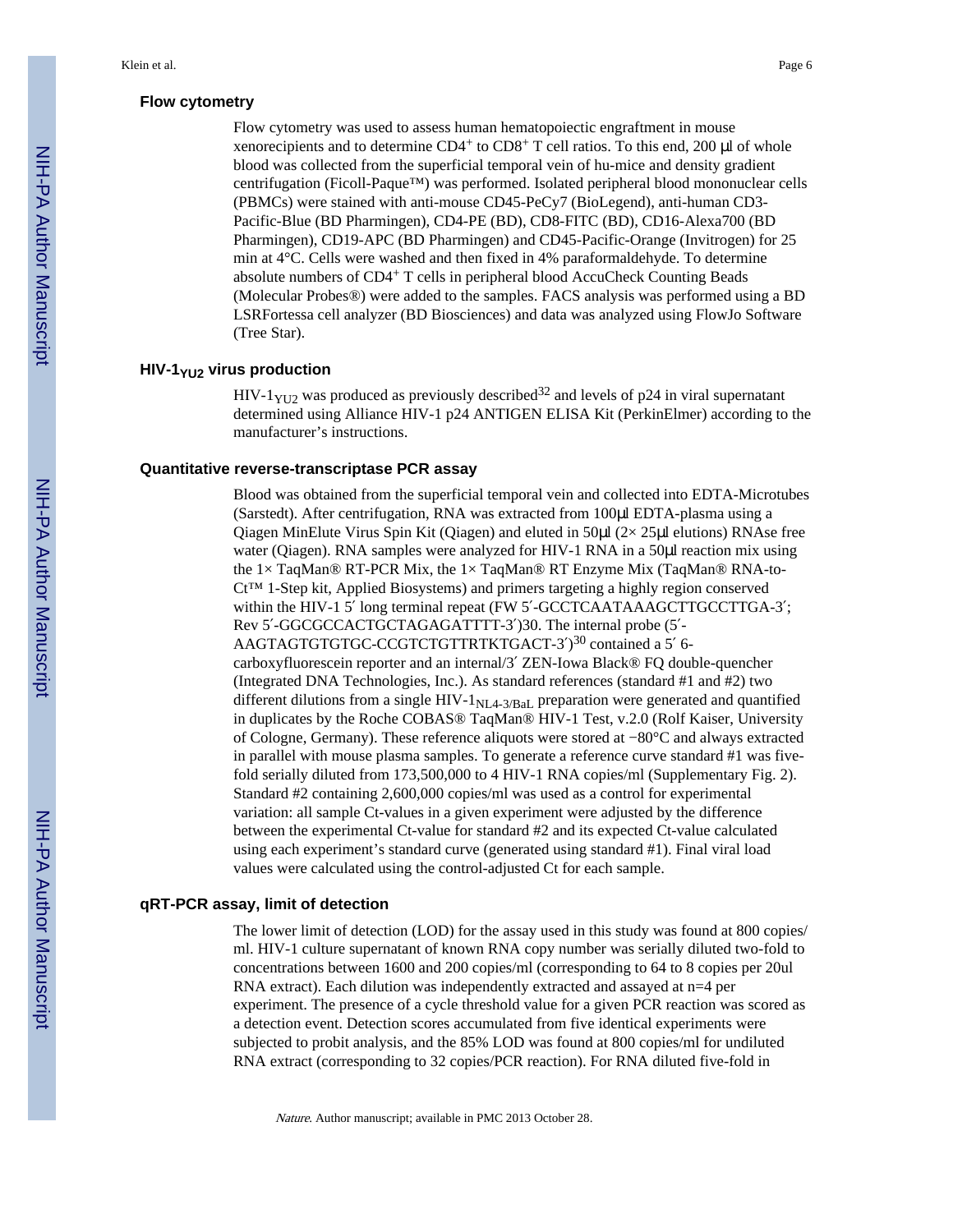### Flow cytometry

Flow cytometry was used to assess human hematopoiectic engraftment in mouse xenorecipients and to determine $CD4^+$ to $CD8^+$ T cell ratios. To this end, 200 μl of whole blood was collected from the superficial temporal vein of hu-mice and density gradient centrifugation (Ficoll-Paque™) was performed. Isolated peripheral blood mononuclear cells (PBMCs) were stained with anti-mouse CD45-PeCy7 (BioLegend), anti-human CD3-Pacific-Blue (BD Pharmingen), CD4-PE (BD), CD8-FITC (BD), CD16-Alexa700 (BD Pharmingen), CD19-APC (BD Pharmingen) and CD45-Pacific-Orange (Invitrogen) for 25 min at 4°C. Cells were washed and then fixed in 4% paraformaldehyde. To determine absolute numbers of $CD4^+$ T cells in peripheral blood AccuCheck Counting Beads (Molecular Probes®) were added to the samples. FACS analysis was performed using a BD LSRFortessa cell analyzer (BD Biosciences) and data was analyzed using FlowJo Software (Tree Star).

### HIV-$1_{YU2}$ virus production

HIV-$1_{YU2}$ was produced as previously described[32] and levels of p24 in viral supernatant determined using Alliance HIV-1 p24 ANTIGEN ELISA Kit (PerkinElmer) according to the manufacturer's instructions.

### Quantitative reverse-transcriptase PCR assay

Blood was obtained from the superficial temporal vein and collected into EDTA-Microtubes (Sarstedt). After centrifugation, RNA was extracted from 100μl EDTA-plasma using a Qiagen MinElute Virus Spin Kit (Qiagen) and eluted in 50μl (2× 25μl elutions) RNAse free water (Qiagen). RNA samples were analyzed for HIV-1 RNA in a 50μl reaction mix using the 1× TaqMan® RT-PCR Mix, the 1× TaqMan® RT Enzyme Mix (TaqMan® RNA-to-Ct™ 1-Step kit, Applied Biosystems) and primers targeting a highly region conserved within the HIV-1 5′ long terminal repeat (FW 5′-GCCTCAATAAAGCTTGCCTTGA-3′; Rev 5′-GGCGCCACTGCTAGAGATTTT-3′)30. The internal probe (5′-AAGTAGTGTGTGC-CCGTCTGTTRTKTGACT-3′)[30] contained a 5′ 6-carboxyfluorescein reporter and an internal/3′ ZEN-Iowa Black® FQ double-quencher (Integrated DNA Technologies, Inc.). As standard references (standard #1 and #2) two different dilutions from a single HIV-$1_{NL4-3/BaL}$ preparation were generated and quantified in duplicates by the Roche COBAS® TaqMan® HIV-1 Test, v.2.0 (Rolf Kaiser, University of Cologne, Germany). These reference aliquots were stored at −80°C and always extracted in parallel with mouse plasma samples. To generate a reference curve standard #1 was five-fold serially diluted from 173,500,000 to 4 HIV-1 RNA copies/ml (Supplementary Fig. 2). Standard #2 containing 2,600,000 copies/ml was used as a control for experimental variation: all sample Ct-values in a given experiment were adjusted by the difference between the experimental Ct-value for standard #2 and its expected Ct-value calculated using each experiment's standard curve (generated using standard #1). Final viral load values were calculated using the control-adjusted Ct for each sample.

### qRT-PCR assay, limit of detection

The lower limit of detection (LOD) for the assay used in this study was found at 800 copies/ml. HIV-1 culture supernatant of known RNA copy number was serially diluted two-fold to concentrations between 1600 and 200 copies/ml (corresponding to 64 to 8 copies per 20ul RNA extract). Each dilution was independently extracted and assayed at n=4 per experiment. The presence of a cycle threshold value for a given PCR reaction was scored as a detection event. Detection scores accumulated from five identical experiments were subjected to probit analysis, and the 85% LOD was found at 800 copies/ml for undiluted RNA extract (corresponding to 32 copies/PCR reaction). For RNA diluted five-fold in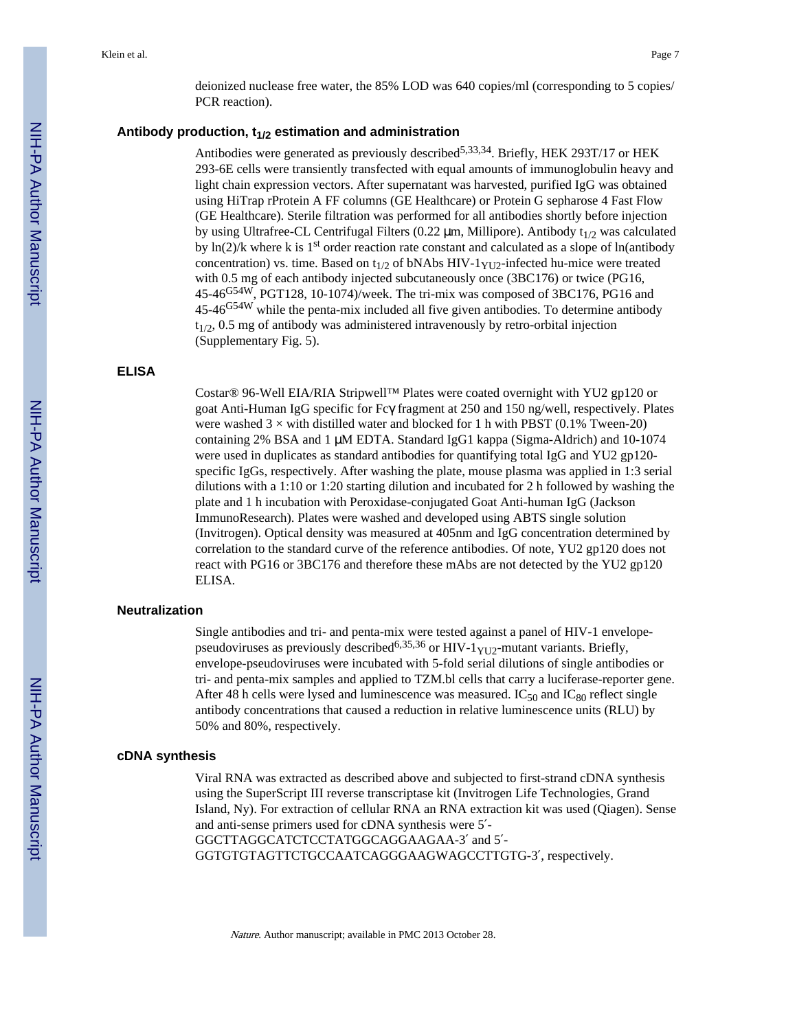deionized nuclease free water, the 85% LOD was 640 copies/ml (corresponding to 5 copies/PCR reaction).

### Antibody production, $t_{1/2}$ estimation and administration

Antibodies were generated as previously described[5,33,34]. Briefly, HEK 293T/17 or HEK 293-6E cells were transiently transfected with equal amounts of immunoglobulin heavy and light chain expression vectors. After supernatant was harvested, purified IgG was obtained using HiTrap rProtein A FF columns (GE Healthcare) or Protein G sepharose 4 Fast Flow (GE Healthcare). Sterile filtration was performed for all antibodies shortly before injection by using Ultrafree-CL Centrifugal Filters (0.22 μm, Millipore). Antibody $t_{1/2}$ was calculated by ln(2)/k where k is 1[st] order reaction rate constant and calculated as a slope of ln(antibody concentration) vs. time. Based on $t_{1/2}$ of bNAbs HIV-$1_{YU2}$-infected hu-mice were treated with 0.5 mg of each antibody injected subcutaneously once (3BC176) or twice (PG16, 45-46$^{G54W}$, PGT128, 10-1074)/week. The tri-mix was composed of 3BC176, PG16 and 45-46$^{G54W}$ while the penta-mix included all five given antibodies. To determine antibody $t_{1/2}$, 0.5 mg of antibody was administered intravenously by retro-orbital injection (Supplementary Fig. 5).

### ELISA

Costar® 96-Well EIA/RIA Stripwell™ Plates were coated overnight with YU2 gp120 or goat Anti-Human IgG specific for Fcγ fragment at 250 and 150 ng/well, respectively. Plates were washed 3 × with distilled water and blocked for 1 h with PBST (0.1% Tween-20) containing 2% BSA and 1 μM EDTA. Standard IgG1 kappa (Sigma-Aldrich) and 10-1074 were used in duplicates as standard antibodies for quantifying total IgG and YU2 gp120-specific IgGs, respectively. After washing the plate, mouse plasma was applied in 1:3 serial dilutions with a 1:10 or 1:20 starting dilution and incubated for 2 h followed by washing the plate and 1 h incubation with Peroxidase-conjugated Goat Anti-human IgG (Jackson ImmunoResearch). Plates were washed and developed using ABTS single solution (Invitrogen). Optical density was measured at 405nm and IgG concentration determined by correlation to the standard curve of the reference antibodies. Of note, YU2 gp120 does not react with PG16 or 3BC176 and therefore these mAbs are not detected by the YU2 gp120 ELISA.

### Neutralization

Single antibodies and tri- and penta-mix were tested against a panel of HIV-1 envelope-pseudoviruses as previously described[6,35,36] or HIV-$1_{YU2}$-mutant variants. Briefly, envelope-pseudoviruses were incubated with 5-fold serial dilutions of single antibodies or tri- and penta-mix samples and applied to TZM.bl cells that carry a luciferase-reporter gene. After 48 h cells were lysed and luminescence was measured. $IC_{50}$ and $IC_{80}$ reflect single antibody concentrations that caused a reduction in relative luminescence units (RLU) by 50% and 80%, respectively.

### cDNA synthesis

Viral RNA was extracted as described above and subjected to first-strand cDNA synthesis using the SuperScript III reverse transcriptase kit (Invitrogen Life Technologies, Grand Island, Ny). For extraction of cellular RNA an RNA extraction kit was used (Qiagen). Sense and anti-sense primers used for cDNA synthesis were 5′-GGCTTAGGCATCTCCTATGGCAGGAAGAA-3′ and 5′-GGTGTGTAGTTCTGCCAATCAGGGAAGWAGCCTTGTG-3′, respectively.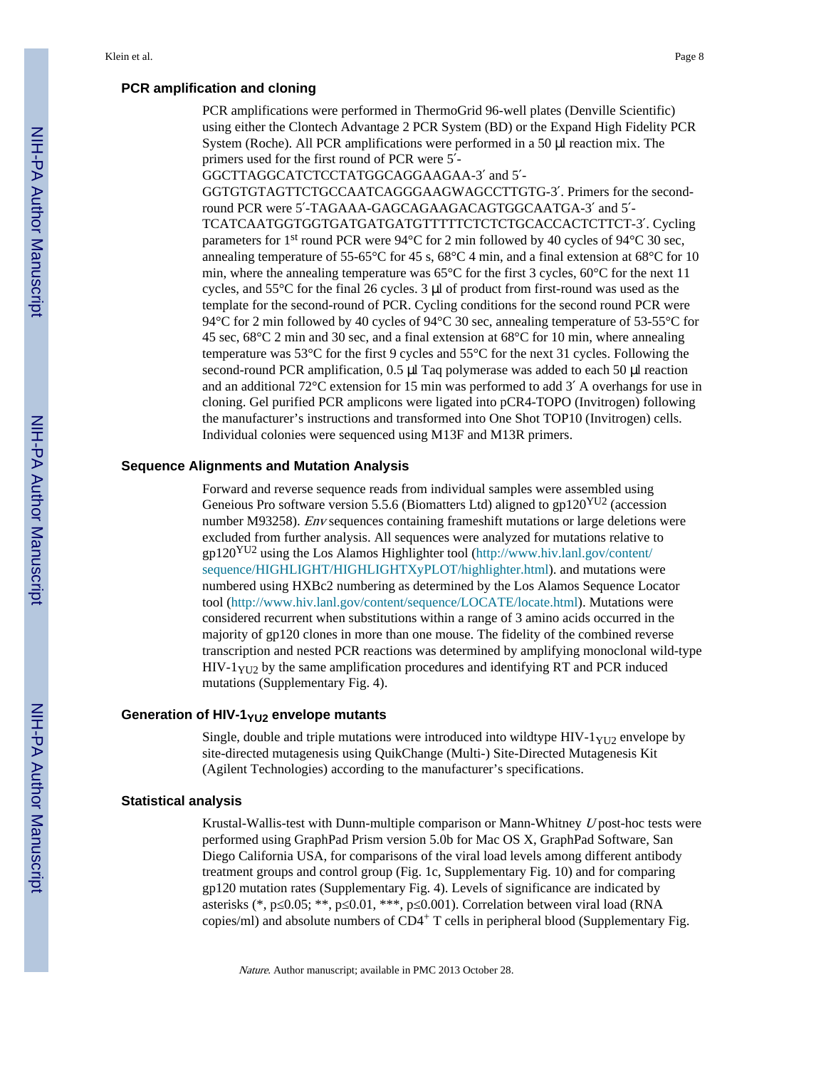### PCR amplification and cloning

PCR amplifications were performed in ThermoGrid 96-well plates (Denville Scientific) using either the Clontech Advantage 2 PCR System (BD) or the Expand High Fidelity PCR System (Roche). All PCR amplifications were performed in a 50 μl reaction mix. The primers used for the first round of PCR were 5′-GGCTTAGGCATCTCCTATGGCAGGAAGAA-3′ and 5′-GGTGTGTAGTTCTGCCAATCAGGGAAGWAGCCTTGTG-3′. Primers for the second-round PCR were 5′-TAGAAA-GAGCAGAAGACAGTGGCAATGA-3′ and 5′-TCATCAATGGTGGTGATGATGATGTTTTTCTCTCTGCACCACTCTTCT-3′. Cycling parameters for 1st round PCR were 94°C for 2 min followed by 40 cycles of 94°C 30 sec, annealing temperature of 55-65°C for 45 s, 68°C 4 min, and a final extension at 68°C for 10 min, where the annealing temperature was 65°C for the first 3 cycles, 60°C for the next 11 cycles, and 55°C for the final 26 cycles. 3 μl of product from first-round was used as the template for the second-round of PCR. Cycling conditions for the second round PCR were 94°C for 2 min followed by 40 cycles of 94°C 30 sec, annealing temperature of 53-55°C for 45 sec, 68°C 2 min and 30 sec, and a final extension at 68°C for 10 min, where annealing temperature was 53°C for the first 9 cycles and 55°C for the next 31 cycles. Following the second-round PCR amplification, 0.5 μl Taq polymerase was added to each 50 μl reaction and an additional 72°C extension for 15 min was performed to add 3′ A overhangs for use in cloning. Gel purified PCR amplicons were ligated into pCR4-TOPO (Invitrogen) following the manufacturer's instructions and transformed into One Shot TOP10 (Invitrogen) cells. Individual colonies were sequenced using M13F and M13R primers.

### Sequence Alignments and Mutation Analysis

Forward and reverse sequence reads from individual samples were assembled using Geneious Pro software version 5.5.6 (Biomatters Ltd) aligned to $gp120^{YU2}$ (accession number M93258). *Env* sequences containing frameshift mutations or large deletions were excluded from further analysis. All sequences were analyzed for mutations relative to $gp120^{YU2}$ using the Los Alamos Highlighter tool (http://www.hiv.lanl.gov/content/sequence/HIGHLIGHT/HIGHLIGHTXyPLOT/highlighter.html). and mutations were numbered using HXBc2 numbering as determined by the Los Alamos Sequence Locator tool (http://www.hiv.lanl.gov/content/sequence/LOCATE/locate.html). Mutations were considered recurrent when substitutions within a range of 3 amino acids occurred in the majority of gp120 clones in more than one mouse. The fidelity of the combined reverse transcription and nested PCR reactions was determined by amplifying monoclonal wild-type $HIV\text{-}1_{YU2}$ by the same amplification procedures and identifying RT and PCR induced mutations (Supplementary Fig. 4).

### Generation of $HIV\text{-}1_{YU2}$ envelope mutants

Single, double and triple mutations were introduced into wildtype $HIV\text{-}1_{YU2}$ envelope by site-directed mutagenesis using QuikChange (Multi-) Site-Directed Mutagenesis Kit (Agilent Technologies) according to the manufacturer's specifications.

### Statistical analysis

Krustal-Wallis-test with Dunn-multiple comparison or Mann-Whitney *U* post-hoc tests were performed using GraphPad Prism version 5.0b for Mac OS X, GraphPad Software, San Diego California USA, for comparisons of the viral load levels among different antibody treatment groups and control group (Fig. 1c, Supplementary Fig. 10) and for comparing gp120 mutation rates (Supplementary Fig. 4). Levels of significance are indicated by asterisks (*, $p \leq 0.05$; **, $p \leq 0.01$, ***, $p \leq 0.001$). Correlation between viral load (RNA copies/ml) and absolute numbers of $CD4^{+}$ T cells in peripheral blood (Supplementary Fig.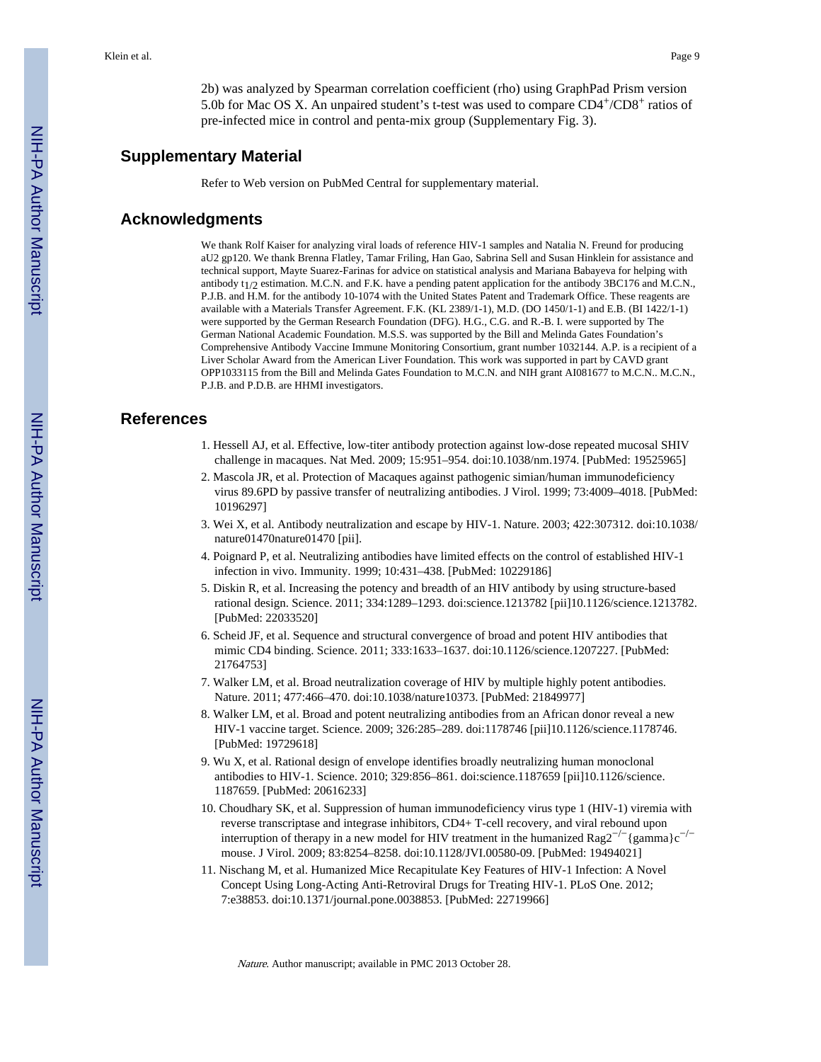2b) was analyzed by Spearman correlation coefficient (rho) using GraphPad Prism version 5.0b for Mac OS X. An unpaired student's t-test was used to compare $CD4^+/CD8^+$ ratios of pre-infected mice in control and penta-mix group (Supplementary Fig. 3).

## Supplementary Material

Refer to Web version on PubMed Central for supplementary material.

## Acknowledgments

We thank Rolf Kaiser for analyzing viral loads of reference HIV-1 samples and Natalia N. Freund for producing aU2 gp120. We thank Brenna Flatley, Tamar Friling, Han Gao, Sabrina Sell and Susan Hinklein for assistance and technical support, Mayte Suarez-Farinas for advice on statistical analysis and Mariana Babayeva for helping with antibody $t_{1/2}$ estimation. M.C.N. and F.K. have a pending patent application for the antibody 3BC176 and M.C.N., P.J.B. and H.M. for the antibody 10-1074 with the United States Patent and Trademark Office. These reagents are available with a Materials Transfer Agreement. F.K. (KL 2389/1-1), M.D. (DO 1450/1-1) and E.B. (BI 1422/1-1) were supported by the German Research Foundation (DFG). H.G., C.G. and R.-B. I. were supported by The German National Academic Foundation. M.S.S. was supported by the Bill and Melinda Gates Foundation's Comprehensive Antibody Vaccine Immune Monitoring Consortium, grant number 1032144. A.P. is a recipient of a Liver Scholar Award from the American Liver Foundation. This work was supported in part by CAVD grant OPP1033115 from the Bill and Melinda Gates Foundation to M.C.N. and NIH grant AI081677 to M.C.N.. M.C.N., P.J.B. and P.D.B. are HHMI investigators.

## References

1. Hessell AJ, et al. Effective, low-titer antibody protection against low-dose repeated mucosal SHIV challenge in macaques. Nat Med. 2009; 15:951–954. doi:10.1038/nm.1974. [PubMed: 19525965]
2. Mascola JR, et al. Protection of Macaques against pathogenic simian/human immunodeficiency virus 89.6PD by passive transfer of neutralizing antibodies. J Virol. 1999; 73:4009–4018. [PubMed: 10196297]
3. Wei X, et al. Antibody neutralization and escape by HIV-1. Nature. 2003; 422:307312. doi:10.1038/nature01470nature01470 [pii].
4. Poignard P, et al. Neutralizing antibodies have limited effects on the control of established HIV-1 infection in vivo. Immunity. 1999; 10:431–438. [PubMed: 10229186]
5. Diskin R, et al. Increasing the potency and breadth of an HIV antibody by using structure-based rational design. Science. 2011; 334:1289–1293. doi:science.1213782 [pii]10.1126/science.1213782. [PubMed: 22033520]
6. Scheid JF, et al. Sequence and structural convergence of broad and potent HIV antibodies that mimic CD4 binding. Science. 2011; 333:1633–1637. doi:10.1126/science.1207227. [PubMed: 21764753]
7. Walker LM, et al. Broad neutralization coverage of HIV by multiple highly potent antibodies. Nature. 2011; 477:466–470. doi:10.1038/nature10373. [PubMed: 21849977]
8. Walker LM, et al. Broad and potent neutralizing antibodies from an African donor reveal a new HIV-1 vaccine target. Science. 2009; 326:285–289. doi:1178746 [pii]10.1126/science.1178746. [PubMed: 19729618]
9. Wu X, et al. Rational design of envelope identifies broadly neutralizing human monoclonal antibodies to HIV-1. Science. 2010; 329:856–861. doi:science.1187659 [pii]10.1126/science.1187659. [PubMed: 20616233]
10. Choudhary SK, et al. Suppression of human immunodeficiency virus type 1 (HIV-1) viremia with reverse transcriptase and integrase inhibitors, CD4+ T-cell recovery, and viral rebound upon interruption of therapy in a new model for HIV treatment in the humanized $Rag2^{-/-}$ {gamma}$c^{-/-}$ mouse. J Virol. 2009; 83:8254–8258. doi:10.1128/JVI.00580-09. [PubMed: 19494021]
11. Nischang M, et al. Humanized Mice Recapitulate Key Features of HIV-1 Infection: A Novel Concept Using Long-Acting Anti-Retroviral Drugs for Treating HIV-1. PLoS One. 2012; 7:e38853. doi:10.1371/journal.pone.0038853. [PubMed: 22719966]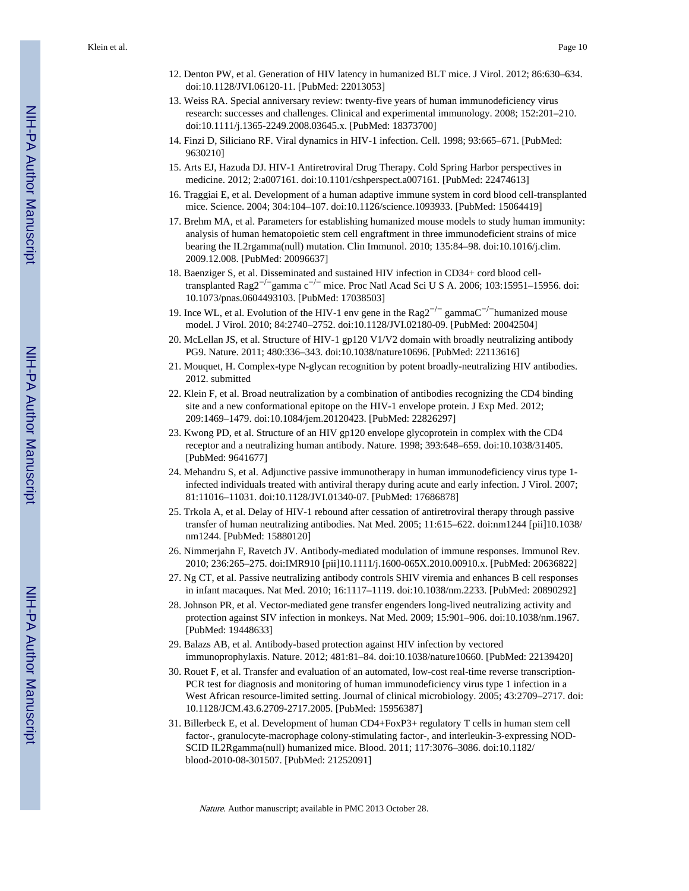12. Denton PW, et al. Generation of HIV latency in humanized BLT mice. J Virol. 2012; 86:630–634. doi:10.1128/JVI.06120-11. [PubMed: 22013053]
13. Weiss RA. Special anniversary review: twenty-five years of human immunodeficiency virus research: successes and challenges. Clinical and experimental immunology. 2008; 152:201–210. doi:10.1111/j.1365-2249.2008.03645.x. [PubMed: 18373700]
14. Finzi D, Siliciano RF. Viral dynamics in HIV-1 infection. Cell. 1998; 93:665–671. [PubMed: 9630210]
15. Arts EJ, Hazuda DJ. HIV-1 Antiretroviral Drug Therapy. Cold Spring Harbor perspectives in medicine. 2012; 2:a007161. doi:10.1101/cshperspect.a007161. [PubMed: 22474613]
16. Traggiai E, et al. Development of a human adaptive immune system in cord blood cell-transplanted mice. Science. 2004; 304:104–107. doi:10.1126/science.1093933. [PubMed: 15064419]
17. Brehm MA, et al. Parameters for establishing humanized mouse models to study human immunity: analysis of human hematopoietic stem cell engraftment in three immunodeficient strains of mice bearing the IL2rgamma(null) mutation. Clin Immunol. 2010; 135:84–98. doi:10.1016/j.clim.2009.12.008. [PubMed: 20096637]
18. Baenziger S, et al. Disseminated and sustained HIV infection in CD34+ cord blood cell-transplanted Rag2$^{-/-}$gamma c$^{-/-}$ mice. Proc Natl Acad Sci U S A. 2006; 103:15951–15956. doi:10.1073/pnas.0604493103. [PubMed: 17038503]
19. Ince WL, et al. Evolution of the HIV-1 env gene in the Rag2$^{-/-}$ gammaC$^{-/-}$humanized mouse model. J Virol. 2010; 84:2740–2752. doi:10.1128/JVI.02180-09. [PubMed: 20042504]
20. McLellan JS, et al. Structure of HIV-1 gp120 V1/V2 domain with broadly neutralizing antibody PG9. Nature. 2011; 480:336–343. doi:10.1038/nature10696. [PubMed: 22113616]
21. Mouquet, H. Complex-type N-glycan recognition by potent broadly-neutralizing HIV antibodies. 2012. submitted
22. Klein F, et al. Broad neutralization by a combination of antibodies recognizing the CD4 binding site and a new conformational epitope on the HIV-1 envelope protein. J Exp Med. 2012; 209:1469–1479. doi:10.1084/jem.20120423. [PubMed: 22826297]
23. Kwong PD, et al. Structure of an HIV gp120 envelope glycoprotein in complex with the CD4 receptor and a neutralizing human antibody. Nature. 1998; 393:648–659. doi:10.1038/31405. [PubMed: 9641677]
24. Mehandru S, et al. Adjunctive passive immunotherapy in human immunodeficiency virus type 1-infected individuals treated with antiviral therapy during acute and early infection. J Virol. 2007; 81:11016–11031. doi:10.1128/JVI.01340-07. [PubMed: 17686878]
25. Trkola A, et al. Delay of HIV-1 rebound after cessation of antiretroviral therapy through passive transfer of human neutralizing antibodies. Nat Med. 2005; 11:615–622. doi:nm1244 [pii]10.1038/nm1244. [PubMed: 15880120]
26. Nimmerjahn F, Ravetch JV. Antibody-mediated modulation of immune responses. Immunol Rev. 2010; 236:265–275. doi:IMR910 [pii]10.1111/j.1600-065X.2010.00910.x. [PubMed: 20636822]
27. Ng CT, et al. Passive neutralizing antibody controls SHIV viremia and enhances B cell responses in infant macaques. Nat Med. 2010; 16:1117–1119. doi:10.1038/nm.2233. [PubMed: 20890292]
28. Johnson PR, et al. Vector-mediated gene transfer engenders long-lived neutralizing activity and protection against SIV infection in monkeys. Nat Med. 2009; 15:901–906. doi:10.1038/nm.1967. [PubMed: 19448633]
29. Balazs AB, et al. Antibody-based protection against HIV infection by vectored immunoprophylaxis. Nature. 2012; 481:81–84. doi:10.1038/nature10660. [PubMed: 22139420]
30. Rouet F, et al. Transfer and evaluation of an automated, low-cost real-time reverse transcription-PCR test for diagnosis and monitoring of human immunodeficiency virus type 1 infection in a West African resource-limited setting. Journal of clinical microbiology. 2005; 43:2709–2717. doi:10.1128/JCM.43.6.2709-2717.2005. [PubMed: 15956387]
31. Billerbeck E, et al. Development of human CD4+FoxP3+ regulatory T cells in human stem cell factor-, granulocyte-macrophage colony-stimulating factor-, and interleukin-3-expressing NOD-SCID IL2Rgamma(null) humanized mice. Blood. 2011; 117:3076–3086. doi:10.1182/blood-2010-08-301507. [PubMed: 21252091]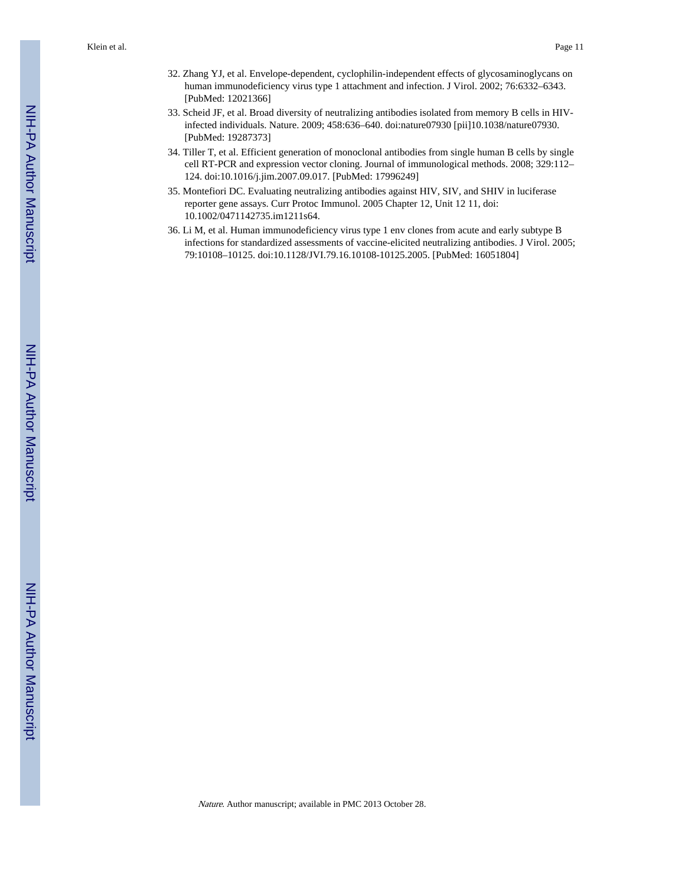32. Zhang YJ, et al. Envelope-dependent, cyclophilin-independent effects of glycosaminoglycans on human immunodeficiency virus type 1 attachment and infection. J Virol. 2002; 76:6332–6343. [PubMed: 12021366]
33. Scheid JF, et al. Broad diversity of neutralizing antibodies isolated from memory B cells in HIV-infected individuals. Nature. 2009; 458:636–640. doi:nature07930 [pii]10.1038/nature07930. [PubMed: 19287373]
34. Tiller T, et al. Efficient generation of monoclonal antibodies from single human B cells by single cell RT-PCR and expression vector cloning. Journal of immunological methods. 2008; 329:112–124. doi:10.1016/j.jim.2007.09.017. [PubMed: 17996249]
35. Montefiori DC. Evaluating neutralizing antibodies against HIV, SIV, and SHIV in luciferase reporter gene assays. Curr Protoc Immunol. 2005 Chapter 12, Unit 12 11, doi: 10.1002/0471142735.im1211s64.
36. Li M, et al. Human immunodeficiency virus type 1 env clones from acute and early subtype B infections for standardized assessments of vaccine-elicited neutralizing antibodies. J Virol. 2005; 79:10108–10125. doi:10.1128/JVI.79.16.10108-10125.2005. [PubMed: 16051804]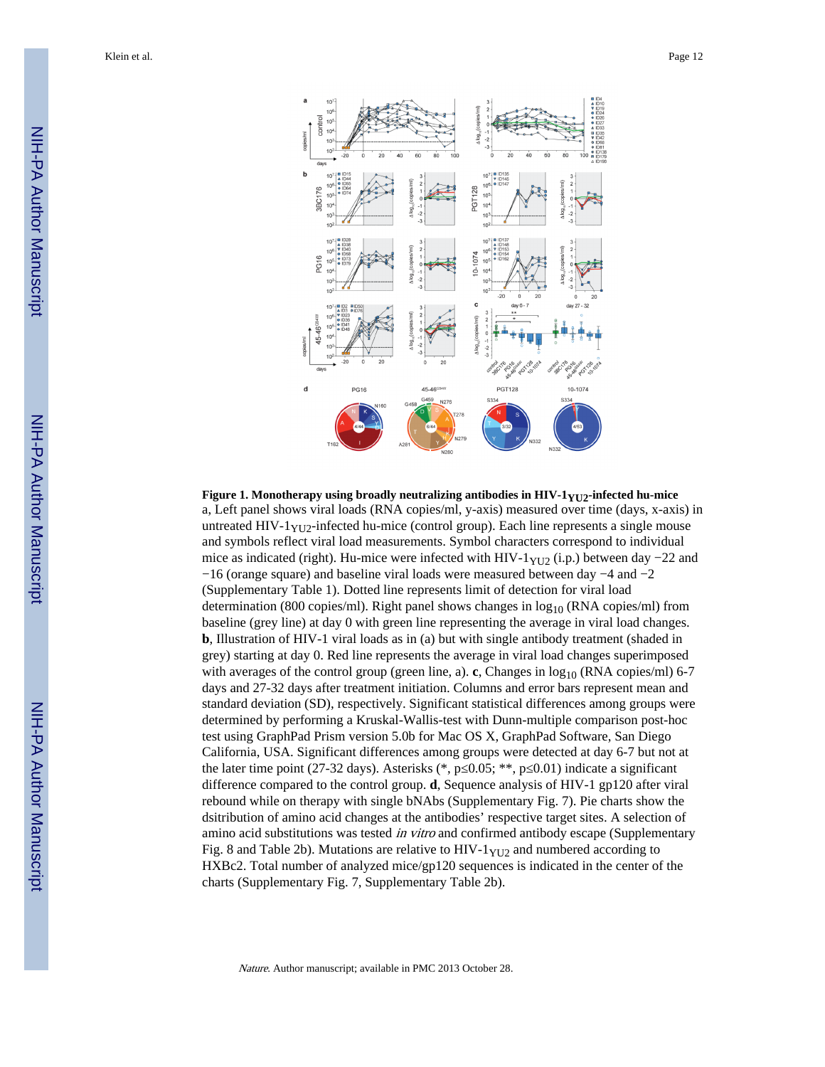**Figure 1. Monotherapy using broadly neutralizing antibodies in HIV-1$_{YU2}$-infected hu-mice**

a, Left panel shows viral loads (RNA copies/ml, y-axis) measured over time (days, x-axis) in untreated HIV-1$_{YU2}$-infected hu-mice (control group). Each line represents a single mouse and symbols reflect viral load measurements. Symbol characters correspond to individual mice as indicated (right). Hu-mice were infected with HIV-1$_{YU2}$ (i.p.) between day −22 and −16 (orange square) and baseline viral loads were measured between day −4 and −2 (Supplementary Table 1). Dotted line represents limit of detection for viral load determination (800 copies/ml). Right panel shows changes in $\log_{10}$ (RNA copies/ml) from baseline (grey line) at day 0 with green line representing the average in viral load changes. **b**, Illustration of HIV-1 viral loads as in (a) but with single antibody treatment (shaded in grey) starting at day 0. Red line represents the average in viral load changes superimposed with averages of the control group (green line, a). **c**, Changes in $\log_{10}$ (RNA copies/ml) 6-7 days and 27-32 days after treatment initiation. Columns and error bars represent mean and standard deviation (SD), respectively. Significant statistical differences among groups were determined by performing a Kruskal-Wallis-test with Dunn-multiple comparison post-hoc test using GraphPad Prism version 5.0b for Mac OS X, GraphPad Software, San Diego California, USA. Significant differences among groups were detected at day 6-7 but not at the later time point (27-32 days). Asterisks (*, p≤0.05; **, p≤0.01) indicate a significant difference compared to the control group. **d**, Sequence analysis of HIV-1 gp120 after viral rebound while on therapy with single bNAbs (Supplementary Fig. 7). Pie charts show the dsitribution of amino acid changes at the antibodies' respective target sites. A selection of amino acid substitutions was tested *in vitro* and confirmed antibody escape (Supplementary Fig. 8 and Table 2b). Mutations are relative to HIV-1$_{YU2}$ and numbered according to HXBc2. Total number of analyzed mice/gp120 sequences is indicated in the center of the charts (Supplementary Fig. 7, Supplementary Table 2b).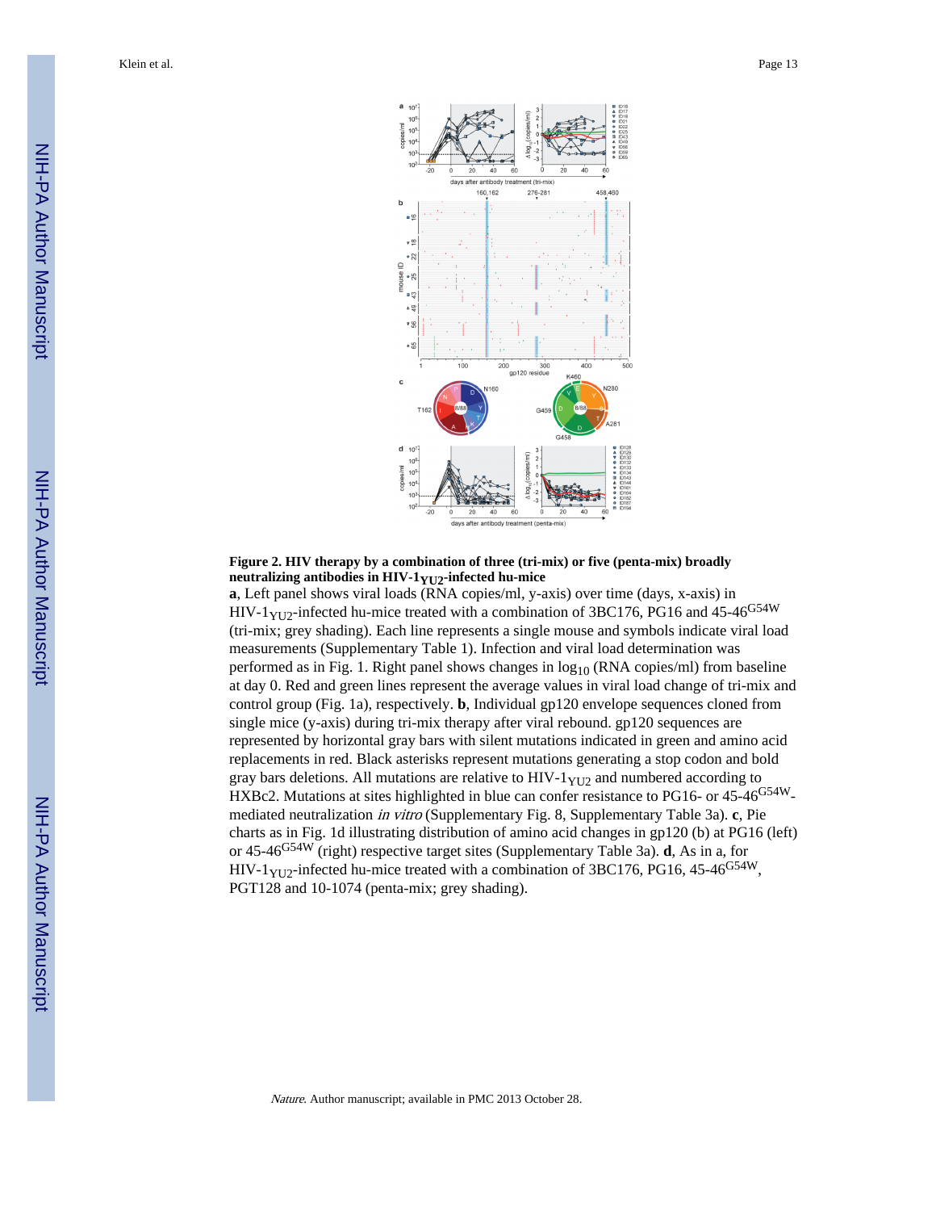**Figure 2. HIV therapy by a combination of three (tri-mix) or five (penta-mix) broadly neutralizing antibodies in HIV-$1_{YU2}$-infected hu-mice**

**a**, Left panel shows viral loads (RNA copies/ml, y-axis) over time (days, x-axis) in HIV-$1_{YU2}$-infected hu-mice treated with a combination of 3BC176, PG16 and 45-$46^{G54W}$ (tri-mix; grey shading). Each line represents a single mouse and symbols indicate viral load measurements (Supplementary Table 1). Infection and viral load determination was performed as in Fig. 1. Right panel shows changes in $\log_{10}$ (RNA copies/ml) from baseline at day 0. Red and green lines represent the average values in viral load change of tri-mix and control group (Fig. 1a), respectively. **b**, Individual gp120 envelope sequences cloned from single mice (y-axis) during tri-mix therapy after viral rebound. gp120 sequences are represented by horizontal gray bars with silent mutations indicated in green and amino acid replacements in red. Black asterisks represent mutations generating a stop codon and bold gray bars deletions. All mutations are relative to HIV-$1_{YU2}$ and numbered according to HXBc2. Mutations at sites highlighted in blue can confer resistance to PG16- or 45-$46^{G54W}$-mediated neutralization *in vitro* (Supplementary Fig. 8, Supplementary Table 3a). **c**, Pie charts as in Fig. 1d illustrating distribution of amino acid changes in gp120 (b) at PG16 (left) or 45-$46^{G54W}$ (right) respective target sites (Supplementary Table 3a). **d**, As in a, for HIV-$1_{YU2}$-infected hu-mice treated with a combination of 3BC176, PG16, 45-$46^{G54W}$, PGT128 and 10-1074 (penta-mix; grey shading).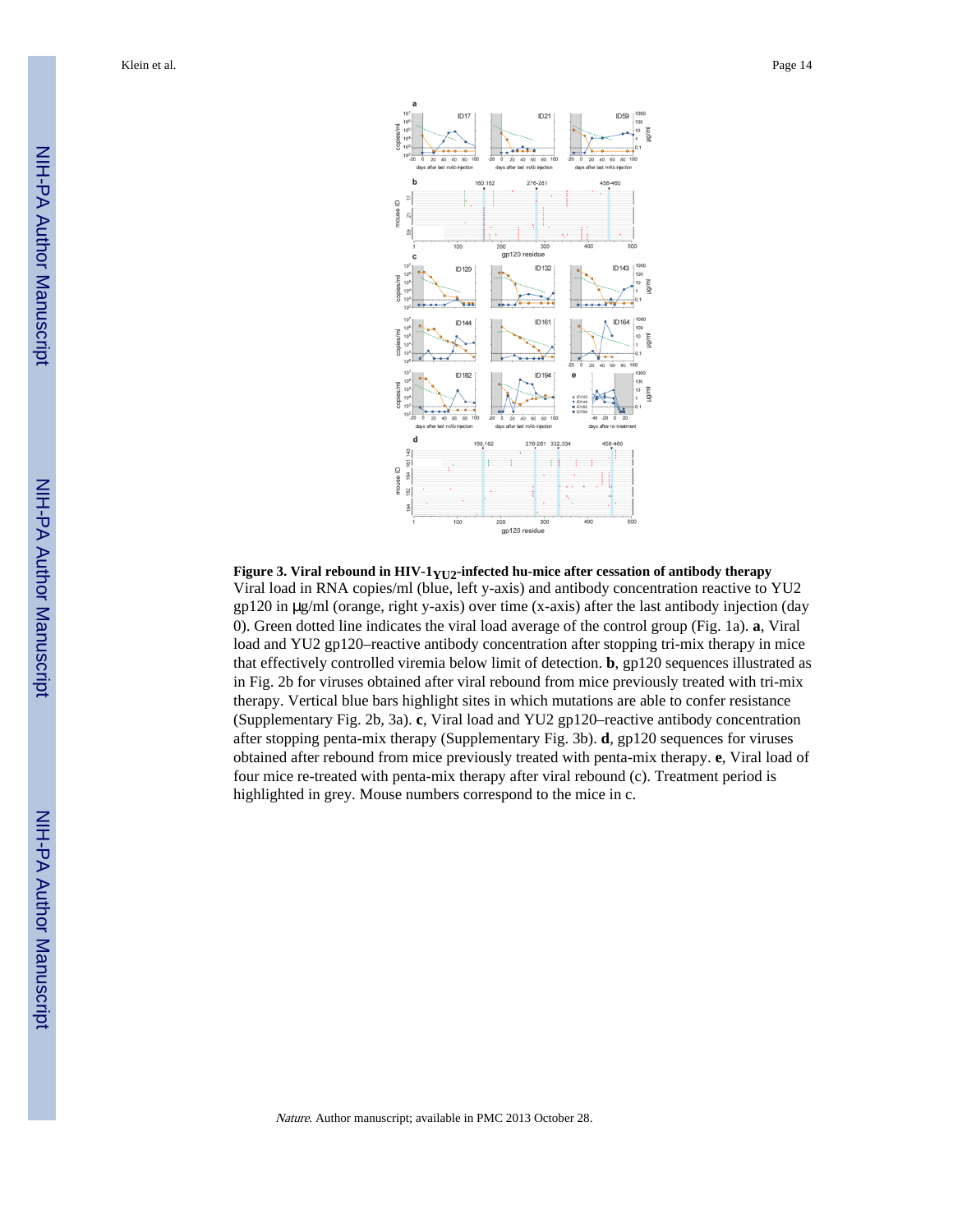a

ID17

ID21

ID59

copies/ml

μg/ml

days after last mAb injection

b

160,162

276-281

458-460

mouse ID

17

21

59

gp120 residue

c

ID129

ID132

ID143

ID144

ID161

ID164

ID182

ID194

e

ID143

ID144

ID182

ID194

days after last mAb injection

days after re-treatment

d

160,162

276-281

332,334

458-460

mouse ID

143

161

164

182

194

gp120 residue

**Figure 3. Viral rebound in HIV-1$_{YU2}$-infected hu-mice after cessation of antibody therapy**

Viral load in RNA copies/ml (blue, left y-axis) and antibody concentration reactive to YU2 gp120 in μg/ml (orange, right y-axis) over time (x-axis) after the last antibody injection (day 0). Green dotted line indicates the viral load average of the control group (Fig. 1a). **a**, Viral load and YU2 gp120–reactive antibody concentration after stopping tri-mix therapy in mice that effectively controlled viremia below limit of detection. **b**, gp120 sequences illustrated as in Fig. 2b for viruses obtained after viral rebound from mice previously treated with tri-mix therapy. Vertical blue bars highlight sites in which mutations are able to confer resistance (Supplementary Fig. 2b, 3a). **c**, Viral load and YU2 gp120–reactive antibody concentration after stopping penta-mix therapy (Supplementary Fig. 3b). **d**, gp120 sequences for viruses obtained after rebound from mice previously treated with penta-mix therapy. **e**, Viral load of four mice re-treated with penta-mix therapy after viral rebound (c). Treatment period is highlighted in grey. Mouse numbers correspond to the mice in c.